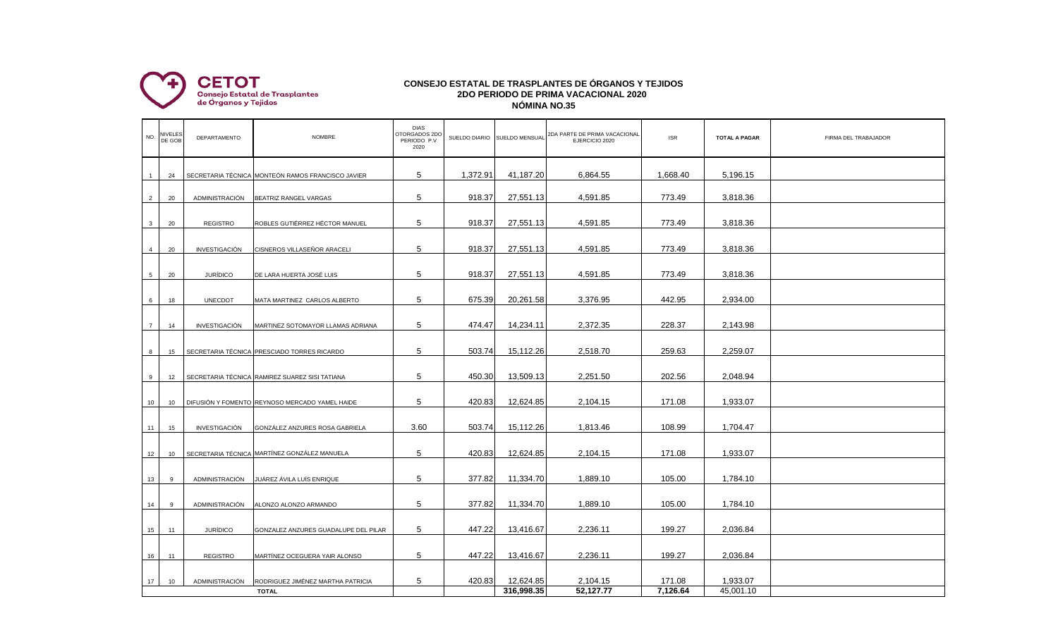**CETOT**
Consejo Estatal de Trasplantes de Órganos y Tejidos

# CONSEJO ESTATAL DE TRASPLANTES DE ÓRGANOS Y TEJIDOS
## 2DO PERIODO DE PRIMA VACACIONAL 2020
## NÓMINA NO.35

| NO. | NIVELES DE GOB | DEPARTAMENTO | NOMBRE | DIAS OTORGADOS 2DO PERIODO P.V 2020 | SUELDO DIARIO | SUELDO MENSUAL | 2DA PARTE DE PRIMA VACACIONAL EJERCICIO 2020 | ISR | TOTAL A PAGAR | FIRMA DEL TRABAJADOR |
|---|---|---|---|---|---|---|---|---|---|---|
| 1 | 24 | SECRETARIA TÉCNICA | MONTEÓN RAMOS FRANCISCO JAVIER | 5 | 1,372.91 | 41,187.20 | 6,864.55 | 1,668.40 | 5,196.15 | |
| 2 | 20 | ADMINISTRACIÓN | BEATRIZ RANGEL VARGAS | 5 | 918.37 | 27,551.13 | 4,591.85 | 773.49 | 3,818.36 | |
| 3 | 20 | REGISTRO | ROBLES GUTIÉRREZ HÉCTOR MANUEL | 5 | 918.37 | 27,551.13 | 4,591.85 | 773.49 | 3,818.36 | |
| 4 | 20 | INVESTIGACIÓN | CISNEROS VILLASEÑOR ARACELI | 5 | 918.37 | 27,551.13 | 4,591.85 | 773.49 | 3,818.36 | |
| 5 | 20 | JURÍDICO | DE LARA HUERTA JOSÉ LUIS | 5 | 918.37 | 27,551.13 | 4,591.85 | 773.49 | 3,818.36 | |
| 6 | 18 | UNECDOT | MATA MARTINEZ CARLOS ALBERTO | 5 | 675.39 | 20,261.58 | 3,376.95 | 442.95 | 2,934.00 | |
| 7 | 14 | INVESTIGACIÓN | MARTINEZ SOTOMAYOR LLAMAS ADRIANA | 5 | 474.47 | 14,234.11 | 2,372.35 | 228.37 | 2,143.98 | |
| 8 | 15 | SECRETARIA TÉCNICA | PRESCIADO TORRES RICARDO | 5 | 503.74 | 15,112.26 | 2,518.70 | 259.63 | 2,259.07 | |
| 9 | 12 | SECRETARIA TÉCNICA | RAMIREZ SUAREZ SISI TATIANA | 5 | 450.30 | 13,509.13 | 2,251.50 | 202.56 | 2,048.94 | |
| 10 | 10 | DIFUSIÓN Y FOMENTO | REYNOSO MERCADO YAMEL HAIDE | 5 | 420.83 | 12,624.85 | 2,104.15 | 171.08 | 1,933.07 | |
| 11 | 15 | INVESTIGACIÓN | GONZÁLEZ ANZURES ROSA GABRIELA | 3.60 | 503.74 | 15,112.26 | 1,813.46 | 108.99 | 1,704.47 | |
| 12 | 10 | SECRETARIA TÉCNICA | MARTÍNEZ GONZÁLEZ MANUELA | 5 | 420.83 | 12,624.85 | 2,104.15 | 171.08 | 1,933.07 | |
| 13 | 9 | ADMINISTRACIÓN | JUÁREZ ÁVILA LUÍS ENRIQUE | 5 | 377.82 | 11,334.70 | 1,889.10 | 105.00 | 1,784.10 | |
| 14 | 9 | ADMINISTRACIÓN | ALONZO ALONZO ARMANDO | 5 | 377.82 | 11,334.70 | 1,889.10 | 105.00 | 1,784.10 | |
| 15 | 11 | JURÍDICO | GONZALEZ ANZURES GUADALUPE DEL PILAR | 5 | 447.22 | 13,416.67 | 2,236.11 | 199.27 | 2,036.84 | |
| 16 | 11 | REGISTRO | MARTÍNEZ OCEGUERA YAIR ALONSO | 5 | 447.22 | 13,416.67 | 2,236.11 | 199.27 | 2,036.84 | |
| 17 | 10 | ADMINISTRACIÓN | RODRIGUEZ JIMÉNEZ MARTHA PATRICIA | 5 | 420.83 | 12,624.85 | 2,104.15 | 171.08 | 1,933.07 | |
| | | | **TOTAL** | | | **316,998.35** | **52,127.77** | **7,126.64** | 45,001.10 | |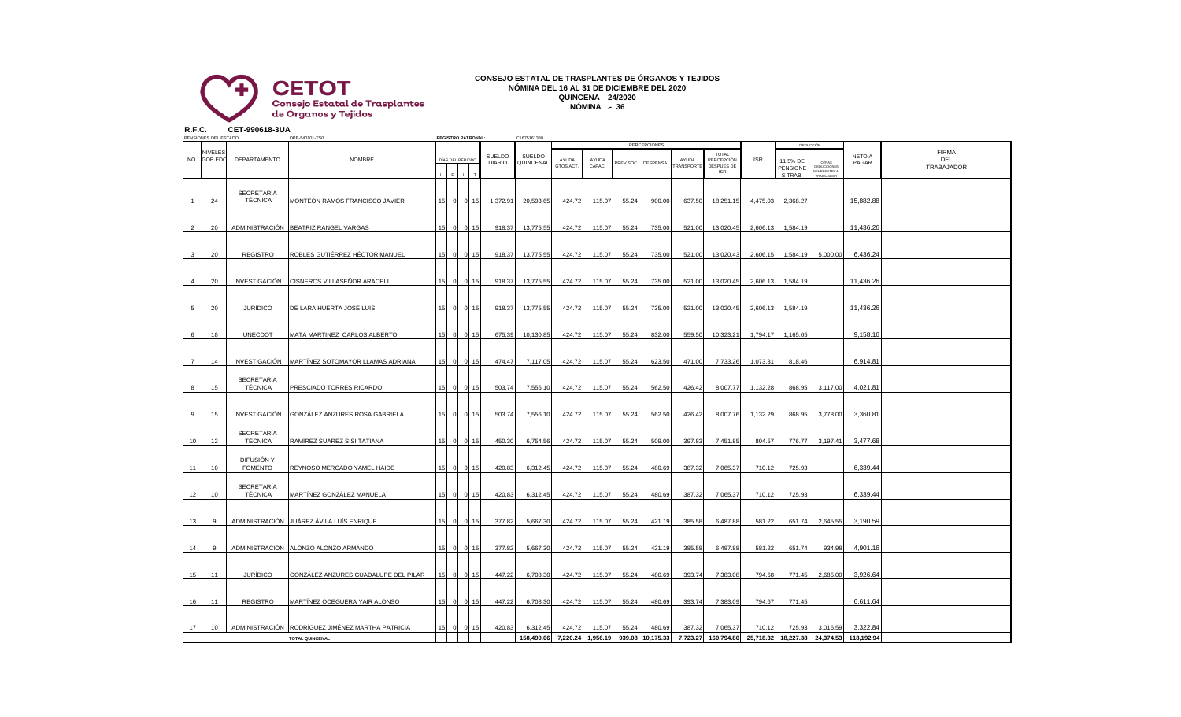**CETOT**
Consejo Estatal de Trasplantes de Órganos y Tejidos

# CONSEJO ESTATAL DE TRASPLANTES DE ÓRGANOS Y TEJIDOS

**NÓMINA DEL 16 AL 31 DE DICIEMBRE DEL 2020**
**QUINCENA 24/2020**
**NÓMINA .- 36**

**R.F.C.** CET-990618-3UA
PENSIONES DEL ESTADO DPE-540101-TS0 **REGISTRO PATRONAL:** C1675161388

| NO. | NIVELES GOB EDO | DEPARTAMENTO | NOMBRE | DIAS DEL PERIODO L | F | L | T | SUELDO DIARIO | SUELDO QUINCENAL | PERCEPCIONES AYUDA GTOS ACT. | AYUDA CAPAC. | PREV SOC | DESPENSA | AYUDA TRANSPORTE | TOTAL PERCEPCIÓN DESPUES DE ISR | ISR | DEDUCCIÓN 11.5% DE PENSIONES TRAB. | OTRAS DEDUCCIONES INHERENTES AL TRABAJADOR | NETO A PAGAR | FIRMA DEL TRABAJADOR |
|---|---|---|---|---|---|---|---|---|---|---|---|---|---|---|---|---|---|---|---|---|
| 1 | 24 | SECRETARÍA TÉCNICA | MONTEÓN RAMOS FRANCISCO JAVIER | 15 | 0 | 0 | 15 | 1,372.91 | 20,593.65 | 424.72 | 115.07 | 55.24 | 900.00 | 637.50 | 18,251.15 | 4,475.03 | 2,368.27 | | 15,882.88 | |
| 2 | 20 | ADMINISTRACIÓN | BEATRIZ RANGEL VARGAS | 15 | 0 | 0 | 15 | 918.37 | 13,775.55 | 424.72 | 115.07 | 55.24 | 735.00 | 521.00 | 13,020.45 | 2,606.13 | 1,584.19 | | 11,436.26 | |
| 3 | 20 | REGISTRO | ROBLES GUTIÉRREZ HÉCTOR MANUEL | 15 | 0 | 0 | 15 | 918.37 | 13,775.55 | 424.72 | 115.07 | 55.24 | 735.00 | 521.00 | 13,020.43 | 2,606.15 | 1,584.19 | 5,000.00 | 6,436.24 | |
| 4 | 20 | INVESTIGACIÓN | CISNEROS VILLASEÑOR ARACELI | 15 | 0 | 0 | 15 | 918.37 | 13,775.55 | 424.72 | 115.07 | 55.24 | 735.00 | 521.00 | 13,020.45 | 2,606.13 | 1,584.19 | | 11,436.26 | |
| 5 | 20 | JURÍDICO | DE LARA HUERTA JOSÉ LUIS | 15 | 0 | 0 | 15 | 918.37 | 13,775.55 | 424.72 | 115.07 | 55.24 | 735.00 | 521.00 | 13,020.45 | 2,606.13 | 1,584.19 | | 11,436.26 | |
| 6 | 18 | UNECDOT | MATA MARTINEZ CARLOS ALBERTO | 15 | 0 | 0 | 15 | 675.39 | 10,130.85 | 424.72 | 115.07 | 55.24 | 832.00 | 559.50 | 10,323.21 | 1,794.17 | 1,165.05 | | 9,158.16 | |
| 7 | 14 | INVESTIGACIÓN | MARTÍNEZ SOTOMAYOR LLAMAS ADRIANA | 15 | 0 | 0 | 15 | 474.47 | 7,117.05 | 424.72 | 115.07 | 55.24 | 623.50 | 471.00 | 7,733.26 | 1,073.31 | 818.46 | | 6,914.81 | |
| 8 | 15 | SECRETARÍA TÉCNICA | PRESCIADO TORRES RICARDO | 15 | 0 | 0 | 15 | 503.74 | 7,556.10 | 424.72 | 115.07 | 55.24 | 562.50 | 426.42 | 8,007.77 | 1,132.28 | 868.95 | 3,117.00 | 4,021.81 | |
| 9 | 15 | INVESTIGACIÓN | GONZÁLEZ ANZURES ROSA GABRIELA | 15 | 0 | 0 | 15 | 503.74 | 7,556.10 | 424.72 | 115.07 | 55.24 | 562.50 | 426.42 | 8,007.76 | 1,132.29 | 868.95 | 3,778.00 | 3,360.81 | |
| 10 | 12 | SECRETARÍA TÉCNICA | RAMÍREZ SUÁREZ SISI TATIANA | 15 | 0 | 0 | 15 | 450.30 | 6,754.56 | 424.72 | 115.07 | 55.24 | 509.00 | 397.83 | 7,451.85 | 804.57 | 776.77 | 3,197.41 | 3,477.68 | |
| 11 | 10 | DIFUSIÓN Y FOMENTO | REYNOSO MERCADO YAMEL HAIDE | 15 | 0 | 0 | 15 | 420.83 | 6,312.45 | 424.72 | 115.07 | 55.24 | 480.69 | 387.32 | 7,065.37 | 710.12 | 725.93 | | 6,339.44 | |
| 12 | 10 | SECRETARÍA TÉCNICA | MARTÍNEZ GONZÁLEZ MANUELA | 15 | 0 | 0 | 15 | 420.83 | 6,312.45 | 424.72 | 115.07 | 55.24 | 480.69 | 387.32 | 7,065.37 | 710.12 | 725.93 | | 6,339.44 | |
| 13 | 9 | ADMINISTRACIÓN | JUÁREZ ÁVILA LUÍS ENRIQUE | 15 | 0 | 0 | 15 | 377.82 | 5,667.30 | 424.72 | 115.07 | 55.24 | 421.19 | 385.58 | 6,487.88 | 581.22 | 651.74 | 2,645.55 | 3,190.59 | |
| 14 | 9 | ADMINISTRACIÓN | ALONZO ALONZO ARMANDO | 15 | 0 | 0 | 15 | 377.82 | 5,667.30 | 424.72 | 115.07 | 55.24 | 421.19 | 385.58 | 6,487.88 | 581.22 | 651.74 | 934.98 | 4,901.16 | |
| 15 | 11 | JURÍDICO | GONZÁLEZ ANZURES GUADALUPE DEL PILAR | 15 | 0 | 0 | 15 | 447.22 | 6,708.30 | 424.72 | 115.07 | 55.24 | 480.69 | 393.74 | 7,383.08 | 794.68 | 771.45 | 2,685.00 | 3,926.64 | |
| 16 | 11 | REGISTRO | MARTÍNEZ OCEGUERA YAIR ALONSO | 15 | 0 | 0 | 15 | 447.22 | 6,708.30 | 424.72 | 115.07 | 55.24 | 480.69 | 393.74 | 7,383.09 | 794.67 | 771.45 | | 6,611.64 | |
| 17 | 10 | ADMINISTRACIÓN | RODRÍGUEZ JIMÉNEZ MARTHA PATRICIA | 15 | 0 | 0 | 15 | 420.83 | 6,312.45 | 424.72 | 115.07 | 55.24 | 480.69 | 387.32 | 7,065.37 | 710.12 | 725.93 | 3,016.59 | 3,322.84 | |
| | | | TOTAL QUINCENAL | | | | | | 158,499.06 | 7,220.24 | 1,956.19 | 939.08 | 10,175.33 | 7,723.27 | 160,794.80 | 25,718.32 | 18,227.38 | 24,374.53 | 118,192.94 | |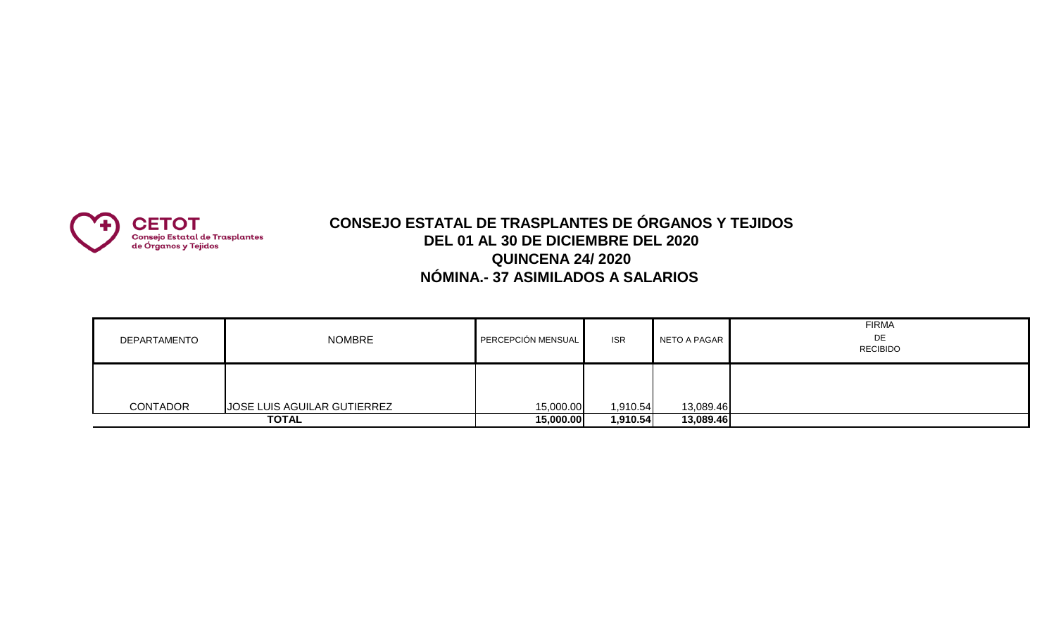CETOT
Consejo Estatal de Trasplantes de Órganos y Tejidos

# CONSEJO ESTATAL DE TRASPLANTES DE ÓRGANOS Y TEJIDOS
## DEL 01 AL 30 DE DICIEMBRE DEL 2020
## QUINCENA 24/ 2020
## NÓMINA.- 37 ASIMILADOS A SALARIOS

| DEPARTAMENTO | NOMBRE | PERCEPCIÓN MENSUAL | ISR | NETO A PAGAR | FIRMA DE RECIBIDO |
|---|---|---|---|---|---|
| CONTADOR | JOSE LUIS AGUILAR GUTIERREZ | 15,000.00 | 1,910.54 | 13,089.46 | |
| **TOTAL** | | **15,000.00** | **1,910.54** | **13,089.46** | |